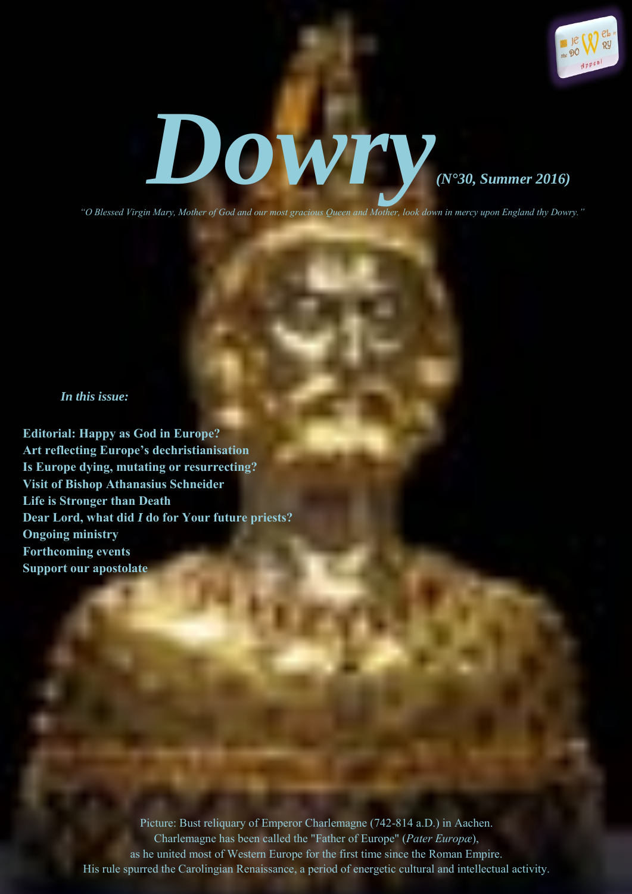# Dowry

*(N°30, Summer 2016)*

*"O Blessed Virgin Mary, Mother of God and our most gracious Queen and Mother, look down in mercy upon England thy Dowry."*

***In this issue:***

**Editorial: Happy as God in Europe?**
**Art reflecting Europe's dechristianisation**
**Is Europe dying, mutating or resurrecting?**
**Visit of Bishop Athanasius Schneider**
**Life is Stronger than Death**
**Dear Lord, what did *I* do for Your future priests?**
**Ongoing ministry**
**Forthcoming events**
**Support our apostolate**

Picture: Bust reliquary of Emperor Charlemagne (742-814 a.D.) in Aachen.
Charlemagne has been called the "Father of Europe" (*Pater Europæ*),
as he united most of Western Europe for the first time since the Roman Empire.
His rule spurred the Carolingian Renaissance, a period of energetic cultural and intellectual activity.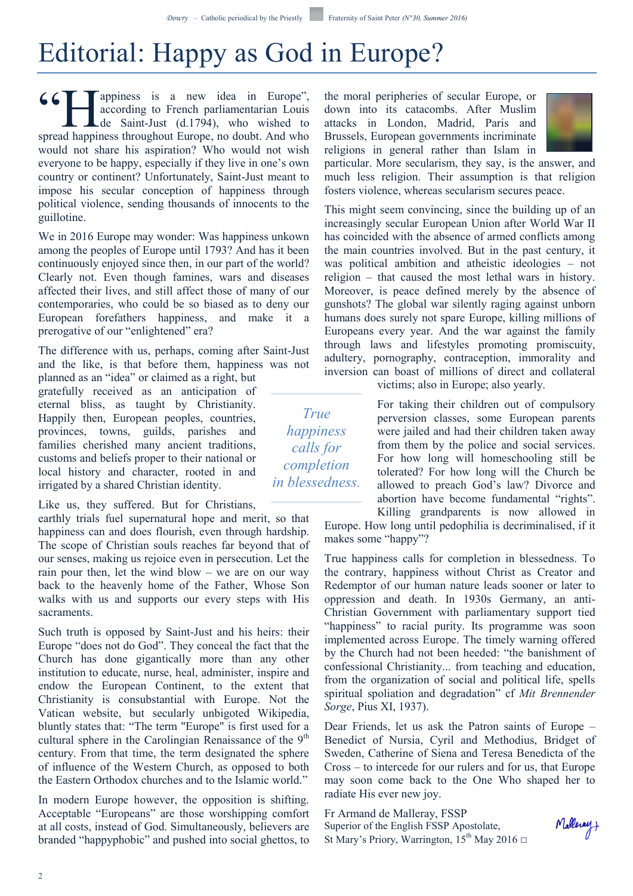# Editorial: Happy as God in Europe?

"Happiness is a new idea in Europe", according to French parliamentarian Louis de Saint-Just (d.1794), who wished to spread happiness throughout Europe, no doubt. And who would not share his aspiration? Who would not wish everyone to be happy, especially if they live in one's own country or continent? Unfortunately, Saint-Just meant to impose his secular conception of happiness through political violence, sending thousands of innocents to the guillotine.

We in 2016 Europe may wonder: Was happiness unkown among the peoples of Europe until 1793? And has it been continuously enjoyed since then, in our part of the world? Clearly not. Even though famines, wars and diseases affected their lives, and still affect those of many of our contemporaries, who could be so biased as to deny our European forefathers happiness, and make it a prerogative of our "enlightened" era?

The difference with us, perhaps, coming after Saint-Just and the like, is that before them, happiness was not planned as an "idea" or claimed as a right, but gratefully received as an anticipation of eternal bliss, as taught by Christianity. Happily then, European peoples, countries, provinces, towns, guilds, parishes and families cherished many ancient traditions, customs and beliefs proper to their national or local history and character, rooted in and irrigated by a shared Christian identity.

> *True happiness calls for completion in blessedness.*

Like us, they suffered. But for Christians, earthly trials fuel supernatural hope and merit, so that happiness can and does flourish, even through hardship. The scope of Christian souls reaches far beyond that of our senses, making us rejoice even in persecution. Let the rain pour then, let the wind blow – we are on our way back to the heavenly home of the Father, Whose Son walks with us and supports our every steps with His sacraments.

Such truth is opposed by Saint-Just and his heirs: their Europe "does not do God". They conceal the fact that the Church has done gigantically more than any other institution to educate, nurse, heal, administer, inspire and endow the European Continent, to the extent that Christianity is consubstantial with Europe. Not the Vatican website, but secularly unbigoted Wikipedia, bluntly states that: "The term "Europe" is first used for a cultural sphere in the Carolingian Renaissance of the 9th century. From that time, the term designated the sphere of influence of the Western Church, as opposed to both the Eastern Orthodox churches and to the Islamic world."

In modern Europe however, the opposition is shifting. Acceptable "Europeans" are those worshipping comfort at all costs, instead of God. Simultaneously, believers are branded "happyphobic" and pushed into social ghettos, to the moral peripheries of secular Europe, or down into its catacombs. After Muslim attacks in London, Madrid, Paris and Brussels, European governments incriminate religions in general rather than Islam in particular. More secularism, they say, is the answer, and much less religion. Their assumption is that religion fosters violence, whereas secularism secures peace.

This might seem convincing, since the building up of an increasingly secular European Union after World War II has coincided with the absence of armed conflicts among the main countries involved. But in the past century, it was political ambition and atheistic ideologies – not religion – that caused the most lethal wars in history. Moreover, is peace defined merely by the absence of gunshots? The global war silently raging against unborn humans does surely not spare Europe, killing millions of Europeans every year. And the war against the family through laws and lifestyles promoting promiscuity, adultery, pornography, contraception, immorality and inversion can boast of millions of direct and collateral victims; also in Europe; also yearly.

For taking their children out of compulsory perversion classes, some European parents were jailed and had their children taken away from them by the police and social services. For how long will homeschooling still be tolerated? For how long will the Church be allowed to preach God's law? Divorce and abortion have become fundamental "rights". Killing grandparents is now allowed in Europe. How long until pedophilia is decriminalised, if it makes some "happy"?

True happiness calls for completion in blessedness. To the contrary, happiness without Christ as Creator and Redemptor of our human nature leads sooner or later to oppression and death. In 1930s Germany, an anti-Christian Government with parliamentary support tied "happiness" to racial purity. Its programme was soon implemented across Europe. The timely warning offered by the Church had not been heeded: "the banishment of confessional Christianity... from teaching and education, from the organization of social and political life, spells spiritual spoliation and degradation" cf *Mit Brennender Sorge*, Pius XI, 1937).

Dear Friends, let us ask the Patron saints of Europe – Benedict of Nursia, Cyril and Methodius, Bridget of Sweden, Catherine of Siena and Teresa Benedicta of the Cross – to intercede for our rulers and for us, that Europe may soon come back to the One Who shaped her to radiate His ever new joy.

Fr Armand de Malleray, FSSP
Superior of the English FSSP Apostolate,
St Mary's Priory, Warrington, 15th May 2016 □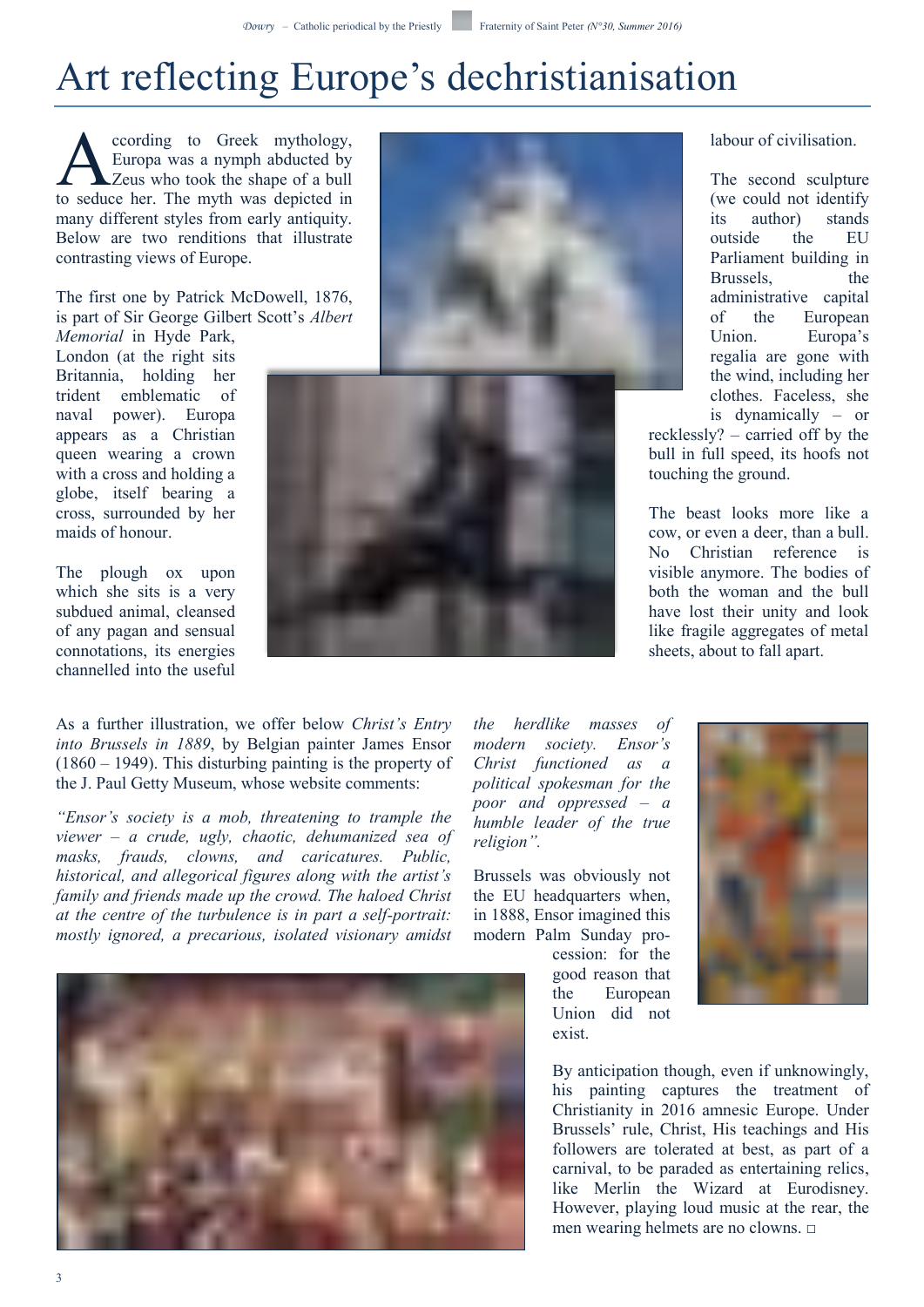# Art reflecting Europe's dechristianisation

According to Greek mythology, Europa was a nymph abducted by Zeus who took the shape of a bull to seduce her. The myth was depicted in many different styles from early antiquity. Below are two renditions that illustrate contrasting views of Europe.

The first one by Patrick McDowell, 1876, is part of Sir George Gilbert Scott's *Albert Memorial* in Hyde Park, London (at the right sits Britannia, holding her trident emblematic of naval power). Europa appears as a Christian queen wearing a crown with a cross and holding a globe, itself bearing a cross, surrounded by her maids of honour.

The plough ox upon which she sits is a very subdued animal, cleansed of any pagan and sensual connotations, its energies channelled into the useful labour of civilisation.

The second sculpture (we could not identify its author) stands outside the EU Parliament building in Brussels, the administrative capital of the European Union. Europa's regalia are gone with the wind, including her clothes. Faceless, she is dynamically – or recklessly? – carried off by the bull in full speed, its hoofs not touching the ground.

The beast looks more like a cow, or even a deer, than a bull. No Christian reference is visible anymore. The bodies of both the woman and the bull have lost their unity and look like fragile aggregates of metal sheets, about to fall apart.

As a further illustration, we offer below *Christ's Entry into Brussels in 1889*, by Belgian painter James Ensor (1860 – 1949). This disturbing painting is the property of the J. Paul Getty Museum, whose website comments:

*"Ensor's society is a mob, threatening to trample the viewer – a crude, ugly, chaotic, dehumanized sea of masks, frauds, clowns, and caricatures. Public, historical, and allegorical figures along with the artist's family and friends made up the crowd. The haloed Christ at the centre of the turbulence is in part a self-portrait: mostly ignored, a precarious, isolated visionary amidst the herdlike masses of modern society. Ensor's Christ functioned as a political spokesman for the poor and oppressed – a humble leader of the true religion".*

Brussels was obviously not the EU headquarters when, in 1888, Ensor imagined this modern Palm Sunday procession: for the good reason that the European Union did not exist.

By anticipation though, even if unknowingly, his painting captures the treatment of Christianity in 2016 amnesic Europe. Under Brussels' rule, Christ, His teachings and His followers are tolerated at best, as part of a carnival, to be paraded as entertaining relics, like Merlin the Wizard at Eurodisney. However, playing loud music at the rear, the men wearing helmets are no clowns. □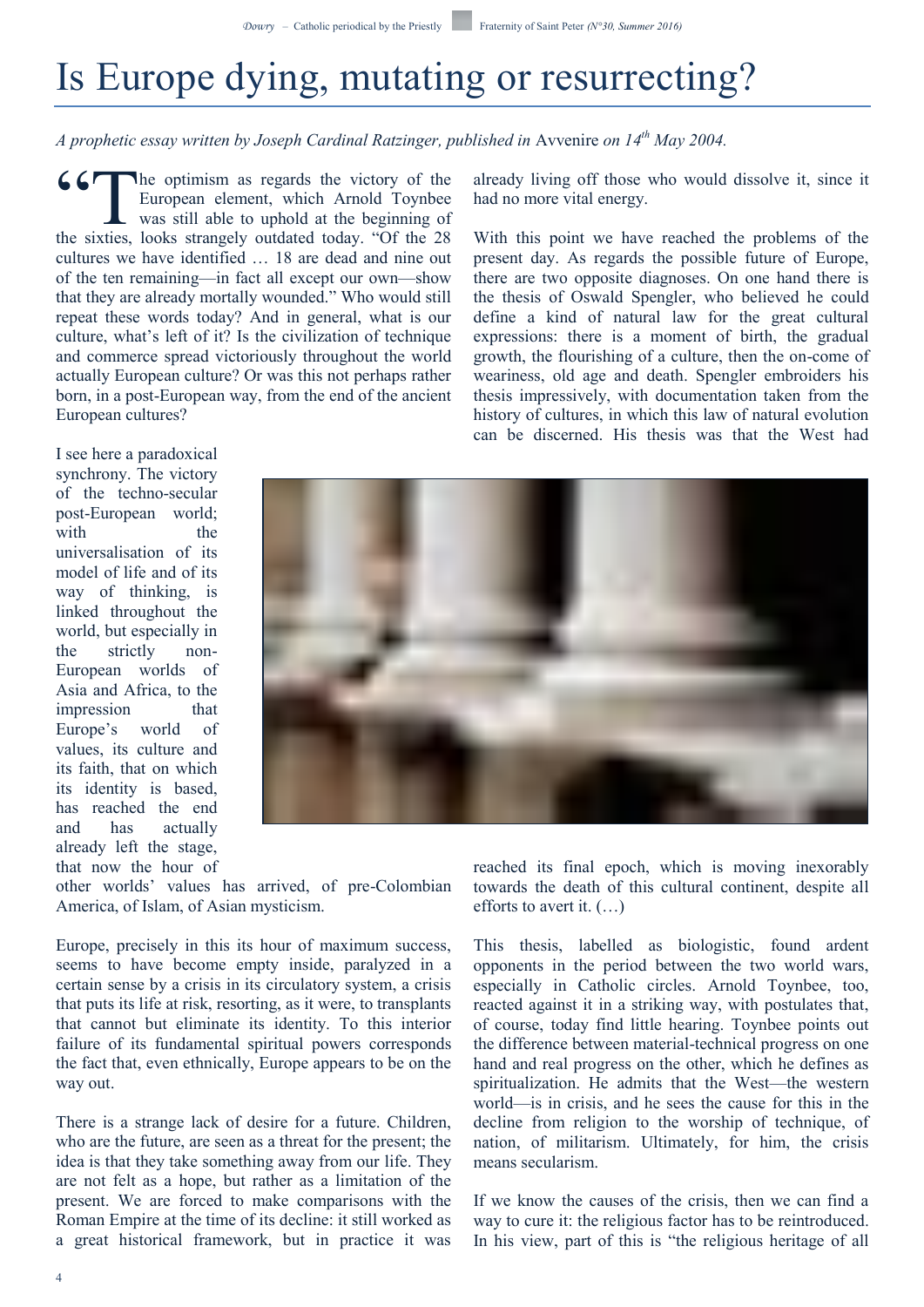# Is Europe dying, mutating or resurrecting?

*A prophetic essay written by Joseph Cardinal Ratzinger, published in* Avvenire *on 14th May 2004.*

"The optimism as regards the victory of the European element, which Arnold Toynbee was still able to uphold at the beginning of the sixties, looks strangely outdated today. "Of the 28 cultures we have identified … 18 are dead and nine out of the ten remaining—in fact all except our own—show that they are already mortally wounded." Who would still repeat these words today? And in general, what is our culture, what's left of it? Is the civilization of technique and commerce spread victoriously throughout the world actually European culture? Or was this not perhaps rather born, in a post-European way, from the end of the ancient European cultures?

I see here a paradoxical synchrony. The victory of the techno-secular post-European world; with the universalisation of its model of life and of its way of thinking, is linked throughout the world, but especially in the strictly non-European worlds of Asia and Africa, to the impression that Europe's world of values, its culture and its faith, that on which its identity is based, has reached the end and has actually already left the stage, that now the hour of other worlds' values has arrived, of pre-Colombian America, of Islam, of Asian mysticism.

Europe, precisely in this its hour of maximum success, seems to have become empty inside, paralyzed in a certain sense by a crisis in its circulatory system, a crisis that puts its life at risk, resorting, as it were, to transplants that cannot but eliminate its identity. To this interior failure of its fundamental spiritual powers corresponds the fact that, even ethnically, Europe appears to be on the way out.

There is a strange lack of desire for a future. Children, who are the future, are seen as a threat for the present; the idea is that they take something away from our life. They are not felt as a hope, but rather as a limitation of the present. We are forced to make comparisons with the Roman Empire at the time of its decline: it still worked as a great historical framework, but in practice it was already living off those who would dissolve it, since it had no more vital energy.

With this point we have reached the problems of the present day. As regards the possible future of Europe, there are two opposite diagnoses. On one hand there is the thesis of Oswald Spengler, who believed he could define a kind of natural law for the great cultural expressions: there is a moment of birth, the gradual growth, the flourishing of a culture, then the on-come of weariness, old age and death. Spengler embroiders his thesis impressively, with documentation taken from the history of cultures, in which this law of natural evolution can be discerned. His thesis was that the West had reached its final epoch, which is moving inexorably towards the death of this cultural continent, despite all efforts to avert it. (…)

This thesis, labelled as biologistic, found ardent opponents in the period between the two world wars, especially in Catholic circles. Arnold Toynbee, too, reacted against it in a striking way, with postulates that, of course, today find little hearing. Toynbee points out the difference between material-technical progress on one hand and real progress on the other, which he defines as spiritualization. He admits that the West—the western world—is in crisis, and he sees the cause for this in the decline from religion to the worship of technique, of nation, of militarism. Ultimately, for him, the crisis means secularism.

If we know the causes of the crisis, then we can find a way to cure it: the religious factor has to be reintroduced. In his view, part of this is "the religious heritage of all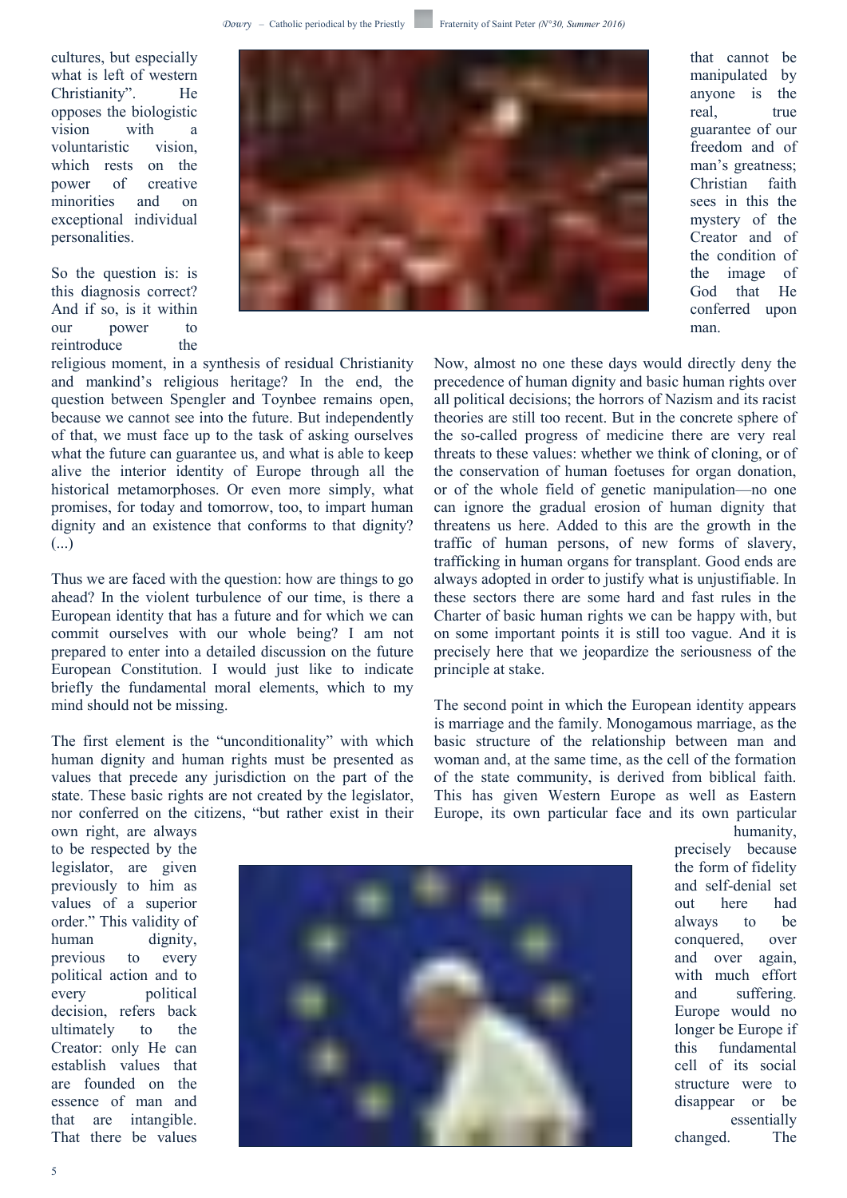cultures, but especially what is left of western Christianity". He opposes the biologistic vision with a voluntaristic vision, which rests on the power of creative minorities and on exceptional individual personalities.

So the question is: is this diagnosis correct? And if so, is it within our power to reintroduce the religious moment, in a synthesis of residual Christianity and mankind's religious heritage? In the end, the question between Spengler and Toynbee remains open, because we cannot see into the future. But independently of that, we must face up to the task of asking ourselves what the future can guarantee us, and what is able to keep alive the interior identity of Europe through all the historical metamorphoses. Or even more simply, what promises, for today and tomorrow, too, to impart human dignity and an existence that conforms to that dignity? (...)

Thus we are faced with the question: how are things to go ahead? In the violent turbulence of our time, is there a European identity that has a future and for which we can commit ourselves with our whole being? I am not prepared to enter into a detailed discussion on the future European Constitution. I would just like to indicate briefly the fundamental moral elements, which to my mind should not be missing.

The first element is the "unconditionality" with which human dignity and human rights must be presented as values that precede any jurisdiction on the part of the state. These basic rights are not created by the legislator, nor conferred on the citizens, "but rather exist in their own right, are always to be respected by the legislator, are given previously to him as values of a superior order." This validity of human dignity, previous to every political action and to every political decision, refers back ultimately to the Creator: only He can establish values that are founded on the essence of man and that are intangible. That there be values that cannot be manipulated by anyone is the real, true guarantee of our freedom and of man's greatness; Christian faith sees in this the mystery of the Creator and of the condition of the image of God that He conferred upon man.

Now, almost no one these days would directly deny the precedence of human dignity and basic human rights over all political decisions; the horrors of Nazism and its racist theories are still too recent. But in the concrete sphere of the so-called progress of medicine there are very real threats to these values: whether we think of cloning, or of the conservation of human foetuses for organ donation, or of the whole field of genetic manipulation—no one can ignore the gradual erosion of human dignity that threatens us here. Added to this are the growth in the traffic of human persons, of new forms of slavery, trafficking in human organs for transplant. Good ends are always adopted in order to justify what is unjustifiable. In these sectors there are some hard and fast rules in the Charter of basic human rights we can be happy with, but on some important points it is still too vague. And it is precisely here that we jeopardize the seriousness of the principle at stake.

The second point in which the European identity appears is marriage and the family. Monogamous marriage, as the basic structure of the relationship between man and woman and, at the same time, as the cell of the formation of the state community, is derived from biblical faith. This has given Western Europe as well as Eastern Europe, its own particular face and its own particular humanity, precisely because the form of fidelity and self-denial set out here had always to be conquered, over and over again, with much effort and suffering. Europe would no longer be Europe if this fundamental cell of its social structure were to disappear or be essentially changed. The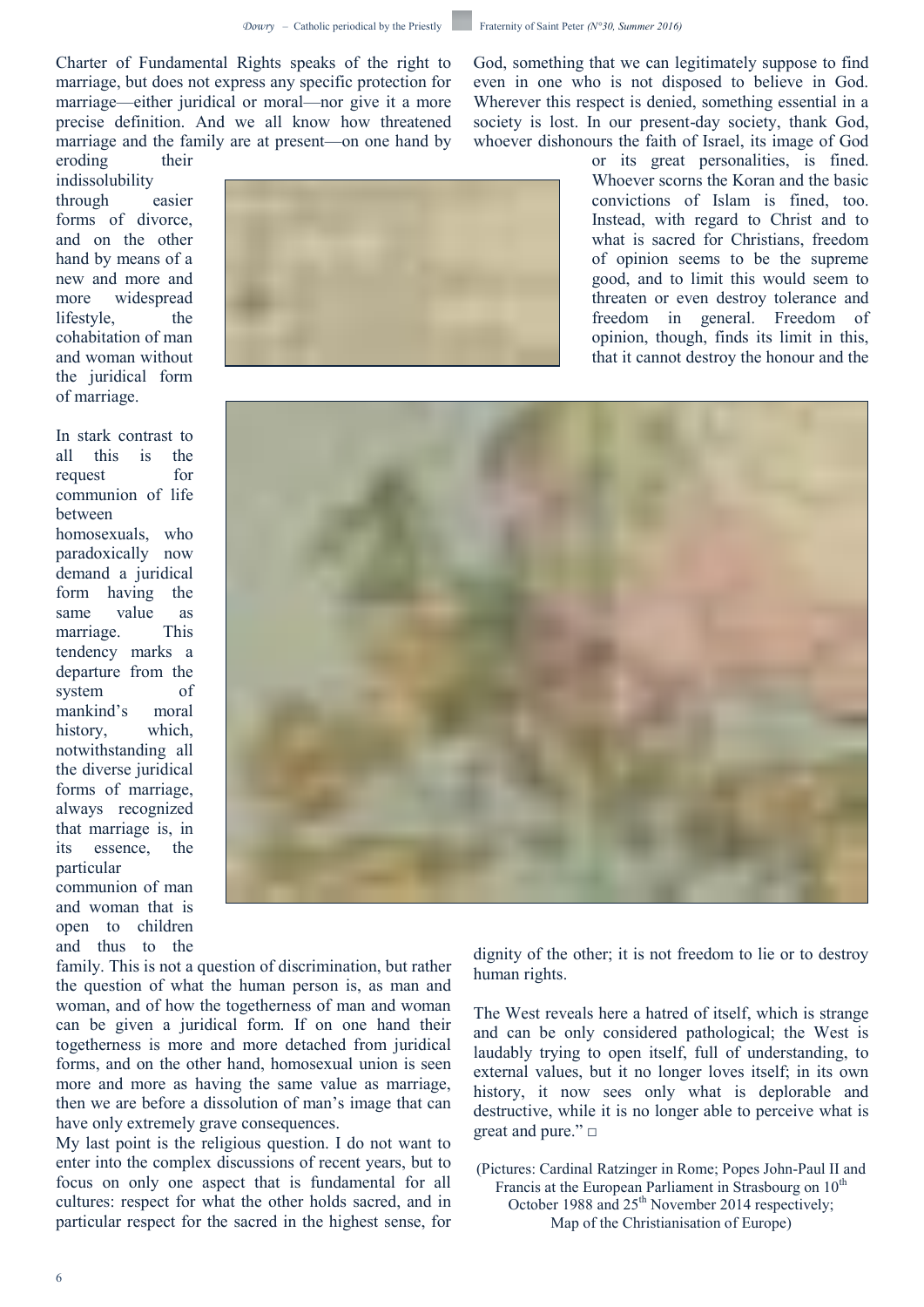Charter of Fundamental Rights speaks of the right to marriage, but does not express any specific protection for marriage—either juridical or moral—nor give it a more precise definition. And we all know how threatened marriage and the family are at present—on one hand by eroding their indissolubility through easier forms of divorce, and on the other hand by means of a new and more and more widespread lifestyle, the cohabitation of man and woman without the juridical form of marriage.

In stark contrast to all this is the request for communion of life between homosexuals, who paradoxically now demand a juridical form having the same value as marriage. This tendency marks a departure from the system of mankind's moral history, which, notwithstanding all the diverse juridical forms of marriage, always recognized that marriage is, in its essence, the particular communion of man and woman that is open to children and thus to the family. This is not a question of discrimination, but rather the question of what the human person is, as man and woman, and of how the togetherness of man and woman can be given a juridical form. If on one hand their togetherness is more and more detached from juridical forms, and on the other hand, homosexual union is seen more and more as having the same value as marriage, then we are before a dissolution of man's image that can have only extremely grave consequences.

My last point is the religious question. I do not want to enter into the complex discussions of recent years, but to focus on only one aspect that is fundamental for all cultures: respect for what the other holds sacred, and in particular respect for the sacred in the highest sense, for God, something that we can legitimately suppose to find even in one who is not disposed to believe in God. Wherever this respect is denied, something essential in a society is lost. In our present-day society, thank God, whoever dishonours the faith of Israel, its image of God or its great personalities, is fined. Whoever scorns the Koran and the basic convictions of Islam is fined, too. Instead, with regard to Christ and to what is sacred for Christians, freedom of opinion seems to be the supreme good, and to limit this would seem to threaten or even destroy tolerance and freedom in general. Freedom of opinion, though, finds its limit in this, that it cannot destroy the honour and the dignity of the other; it is not freedom to lie or to destroy human rights.

The West reveals here a hatred of itself, which is strange and can be only considered pathological; the West is laudably trying to open itself, full of understanding, to external values, but it no longer loves itself; in its own history, it now sees only what is deplorable and destructive, while it is no longer able to perceive what is great and pure." □

(Pictures: Cardinal Ratzinger in Rome; Popes John-Paul II and Francis at the European Parliament in Strasbourg on 10th October 1988 and 25th November 2014 respectively; Map of the Christianisation of Europe)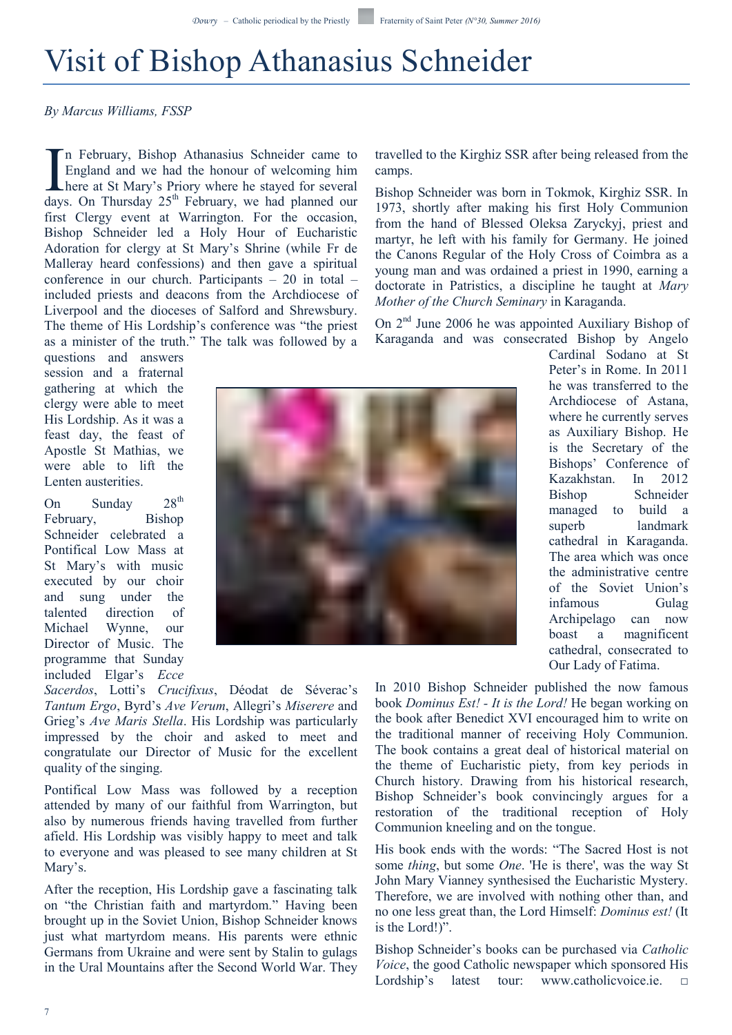# Visit of Bishop Athanasius Schneider

*By Marcus Williams, FSSP*

In February, Bishop Athanasius Schneider came to England and we had the honour of welcoming him here at St Mary's Priory where he stayed for several days. On Thursday 25th February, we had planned our first Clergy event at Warrington. For the occasion, Bishop Schneider led a Holy Hour of Eucharistic Adoration for clergy at St Mary's Shrine (while Fr de Malleray heard confessions) and then gave a spiritual conference in our church. Participants – 20 in total – included priests and deacons from the Archdiocese of Liverpool and the dioceses of Salford and Shrewsbury. The theme of His Lordship's conference was "the priest as a minister of the truth." The talk was followed by a questions and answers session and a fraternal gathering at which the clergy were able to meet His Lordship. As it was a feast day, the feast of Apostle St Mathias, we were able to lift the Lenten austerities.

On Sunday 28th February, Bishop Schneider celebrated a Pontifical Low Mass at St Mary's with music executed by our choir and sung under the talented direction of Michael Wynne, our Director of Music. The programme that Sunday included Elgar's *Ecce Sacerdos*, Lotti's *Crucifixus*, Déodat de Séverac's *Tantum Ergo*, Byrd's *Ave Verum*, Allegri's *Miserere* and Grieg's *Ave Maris Stella*. His Lordship was particularly impressed by the choir and asked to meet and congratulate our Director of Music for the excellent quality of the singing.

Pontifical Low Mass was followed by a reception attended by many of our faithful from Warrington, but also by numerous friends having travelled from further afield. His Lordship was visibly happy to meet and talk to everyone and was pleased to see many children at St Mary's.

After the reception, His Lordship gave a fascinating talk on "the Christian faith and martyrdom." Having been brought up in the Soviet Union, Bishop Schneider knows just what martyrdom means. His parents were ethnic Germans from Ukraine and were sent by Stalin to gulags in the Ural Mountains after the Second World War. They travelled to the Kirghiz SSR after being released from the camps.

Bishop Schneider was born in Tokmok, Kirghiz SSR. In 1973, shortly after making his first Holy Communion from the hand of Blessed Oleksa Zaryckyj, priest and martyr, he left with his family for Germany. He joined the Canons Regular of the Holy Cross of Coimbra as a young man and was ordained a priest in 1990, earning a doctorate in Patristics, a discipline he taught at *Mary Mother of the Church Seminary* in Karaganda.

On 2nd June 2006 he was appointed Auxiliary Bishop of Karaganda and was consecrated Bishop by Angelo Cardinal Sodano at St Peter's in Rome. In 2011 he was transferred to the Archdiocese of Astana, where he currently serves as Auxiliary Bishop. He is the Secretary of the Bishops' Conference of Kazakhstan. In 2012 Bishop Schneider managed to build a superb landmark cathedral in Karaganda. The area which was once the administrative centre of the Soviet Union's infamous Gulag Archipelago can now boast a magnificent cathedral, consecrated to Our Lady of Fatima.

In 2010 Bishop Schneider published the now famous book *Dominus Est! - It is the Lord!* He began working on the book after Benedict XVI encouraged him to write on the traditional manner of receiving Holy Communion. The book contains a great deal of historical material on the theme of Eucharistic piety, from key periods in Church history. Drawing from his historical research, Bishop Schneider's book convincingly argues for a restoration of the traditional reception of Holy Communion kneeling and on the tongue.

His book ends with the words: "The Sacred Host is not some *thing*, but some *One*. 'He is there', was the way St John Mary Vianney synthesised the Eucharistic Mystery. Therefore, we are involved with nothing other than, and no one less great than, the Lord Himself: *Dominus est!* (It is the Lord!)".

Bishop Schneider's books can be purchased via *Catholic Voice*, the good Catholic newspaper which sponsored His Lordship's latest tour: www.catholicvoice.ie. □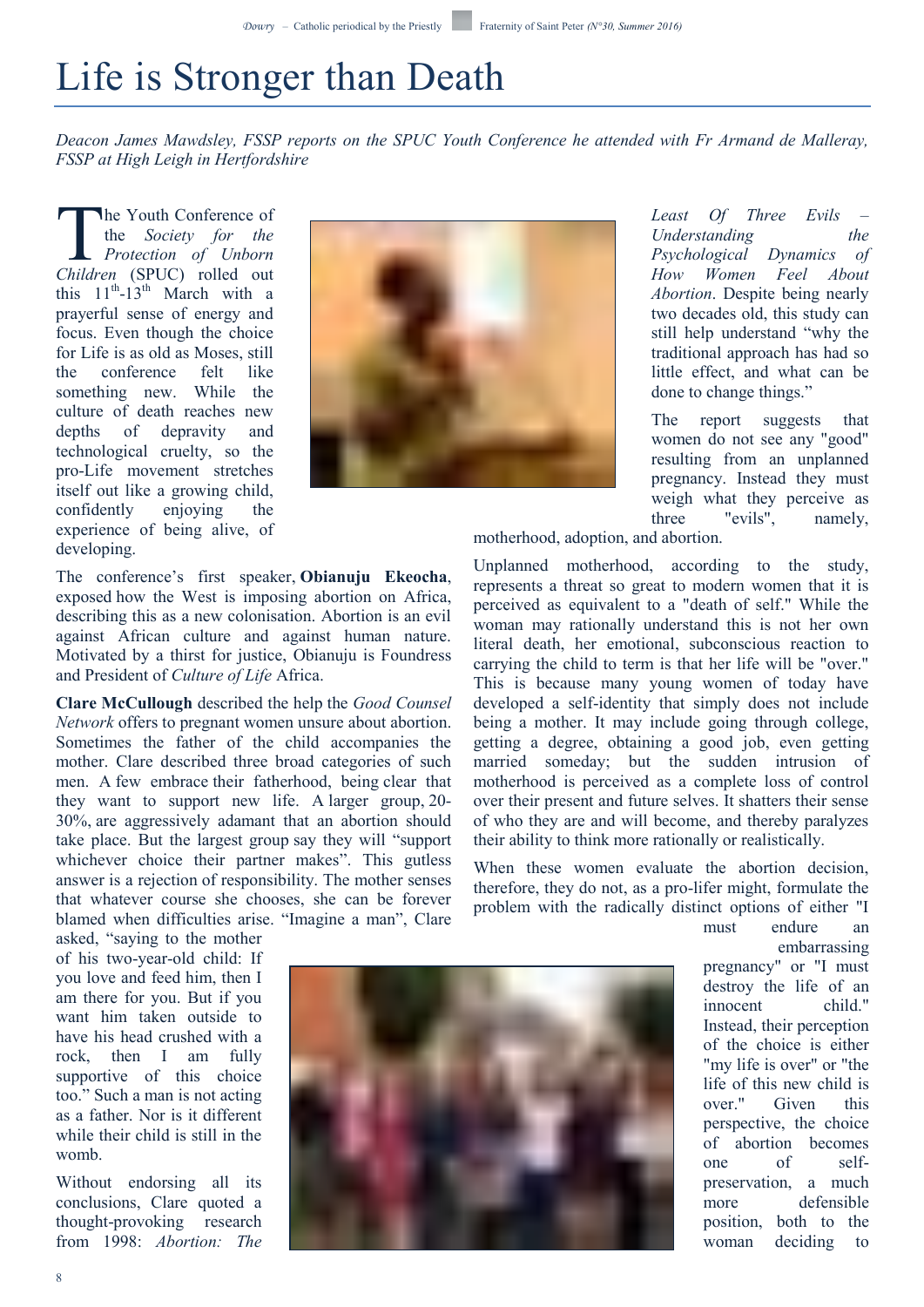# Life is Stronger than Death

*Deacon James Mawdsley, FSSP reports on the SPUC Youth Conference he attended with Fr Armand de Malleray, FSSP at High Leigh in Hertfordshire*

The Youth Conference of the *Society for the Protection of Unborn Children* (SPUC) rolled out this 11th-13th March with a prayerful sense of energy and focus. Even though the choice for Life is as old as Moses, still the conference felt like something new. While the culture of death reaches new depths of depravity and technological cruelty, so the pro-Life movement stretches itself out like a growing child, confidently enjoying the experience of being alive, of developing.

The conference's first speaker, **Obianuju Ekeocha**, exposed how the West is imposing abortion on Africa, describing this as a new colonisation. Abortion is an evil against African culture and against human nature. Motivated by a thirst for justice, Obianuju is Foundress and President of *Culture of Life* Africa.

**Clare McCullough** described the help the *Good Counsel Network* offers to pregnant women unsure about abortion. Sometimes the father of the child accompanies the mother. Clare described three broad categories of such men. A few embrace their fatherhood, being clear that they want to support new life. A larger group, 20-30%, are aggressively adamant that an abortion should take place. But the largest group say they will "support whichever choice their partner makes". This gutless answer is a rejection of responsibility. The mother senses that whatever course she chooses, she can be forever blamed when difficulties arise. "Imagine a man", Clare asked, "saying to the mother of his two-year-old child: If you love and feed him, then I am there for you. But if you want him taken outside to have his head crushed with a rock, then I am fully supportive of this choice too." Such a man is not acting as a father. Nor is it different while their child is still in the womb.

Without endorsing all its conclusions, Clare quoted a thought-provoking research from 1998: *Abortion: The Least Of Three Evils – Understanding the Psychological Dynamics of How Women Feel About Abortion*. Despite being nearly two decades old, this study can still help understand "why the traditional approach has had so little effect, and what can be done to change things."

The report suggests that women do not see any "good" resulting from an unplanned pregnancy. Instead they must weigh what they perceive as three "evils", namely, motherhood, adoption, and abortion.

Unplanned motherhood, according to the study, represents a threat so great to modern women that it is perceived as equivalent to a "death of self." While the woman may rationally understand this is not her own literal death, her emotional, subconscious reaction to carrying the child to term is that her life will be "over." This is because many young women of today have developed a self-identity that simply does not include being a mother. It may include going through college, getting a degree, obtaining a good job, even getting married someday; but the sudden intrusion of motherhood is perceived as a complete loss of control over their present and future selves. It shatters their sense of who they are and will become, and thereby paralyzes their ability to think more rationally or realistically.

When these women evaluate the abortion decision, therefore, they do not, as a pro-lifer might, formulate the problem with the radically distinct options of either "I must endure an embarrassing pregnancy" or "I must destroy the life of an innocent child." Instead, their perception of the choice is either "my life is over" or "the life of this new child is over." Given this perspective, the choice of abortion becomes one of self-preservation, a much more defensible position, both to the woman deciding to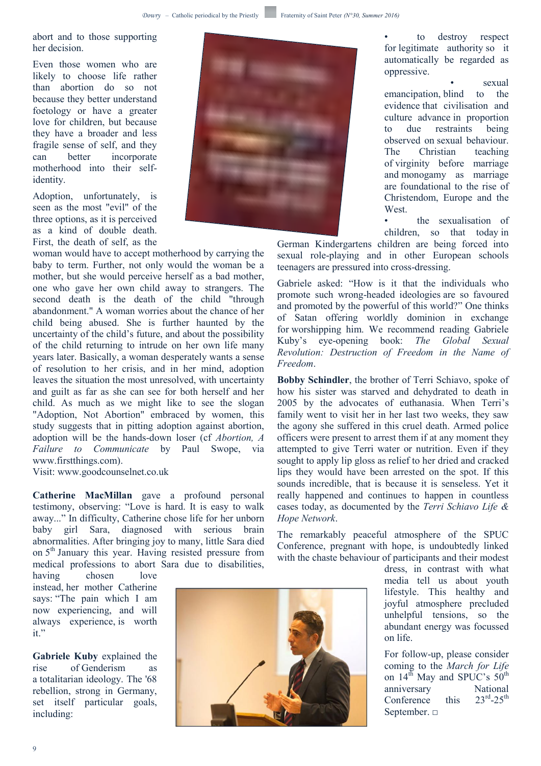abort and to those supporting her decision.

Even those women who are likely to choose life rather than abortion do so not because they better understand foetology or have a greater love for children, but because they have a broader and less fragile sense of self, and they can better incorporate motherhood into their self-identity.

Adoption, unfortunately, is seen as the most "evil" of the three options, as it is perceived as a kind of double death. First, the death of self, as the woman would have to accept motherhood by carrying the baby to term. Further, not only would the woman be a mother, but she would perceive herself as a bad mother, one who gave her own child away to strangers. The second death is the death of the child "through abandonment." A woman worries about the chance of her child being abused. She is further haunted by the uncertainty of the child's future, and about the possibility of the child returning to intrude on her own life many years later. Basically, a woman desperately wants a sense of resolution to her crisis, and in her mind, adoption leaves the situation the most unresolved, with uncertainty and guilt as far as she can see for both herself and her child. As much as we might like to see the slogan "Adoption, Not Abortion" embraced by women, this study suggests that in pitting adoption against abortion, adoption will be the hands-down loser (cf *Abortion, A Failure to Communicate* by Paul Swope, via www.firstthings.com).

Visit: www.goodcounselnet.co.uk

**Catherine MacMillan** gave a profound personal testimony, observing: "Love is hard. It is easy to walk away..." In difficulty, Catherine chose life for her unborn baby girl Sara, diagnosed with serious brain abnormalities. After bringing joy to many, little Sara died on 5th January this year. Having resisted pressure from medical professions to abort Sara due to disabilities, having chosen love instead, her mother Catherine says: "The pain which I am now experiencing, and will always experience, is worth it."

**Gabriele Kuby** explained the rise of Genderism as a totalitarian ideology. The '68 rebellion, strong in Germany, set itself particular goals, including:

- to destroy respect for legitimate authority so it automatically be regarded as oppressive.
- sexual emancipation, blind to the evidence that civilisation and culture advance in proportion to due restraints being observed on sexual behaviour. The Christian teaching of virginity before marriage and monogamy as marriage are foundational to the rise of Christendom, Europe and the West.
- the sexualisation of children, so that today in German Kindergartens children are being forced into sexual role-playing and in other European schools teenagers are pressured into cross-dressing.

Gabriele asked: "How is it that the individuals who promote such wrong-headed ideologies are so favoured and promoted by the powerful of this world?" One thinks of Satan offering worldly dominion in exchange for worshipping him. We recommend reading Gabriele Kuby's eye-opening book: *The Global Sexual Revolution: Destruction of Freedom in the Name of Freedom*.

**Bobby Schindler**, the brother of Terri Schiavo, spoke of how his sister was starved and dehydrated to death in 2005 by the advocates of euthanasia. When Terri's family went to visit her in her last two weeks, they saw the agony she suffered in this cruel death. Armed police officers were present to arrest them if at any moment they attempted to give Terri water or nutrition. Even if they sought to apply lip gloss as relief to her dried and cracked lips they would have been arrested on the spot. If this sounds incredible, that is because it is senseless. Yet it really happened and continues to happen in countless cases today, as documented by the *Terri Schiavo Life & Hope Network*.

The remarkably peaceful atmosphere of the SPUC Conference, pregnant with hope, is undoubtedly linked with the chaste behaviour of participants and their modest dress, in contrast with what media tell us about youth lifestyle. This healthy and joyful atmosphere precluded unhelpful tensions, so the abundant energy was focussed on life.

For follow-up, please consider coming to the *March for Life* on 14th May and SPUC's 50th anniversary National Conference this 23rd-25th September. □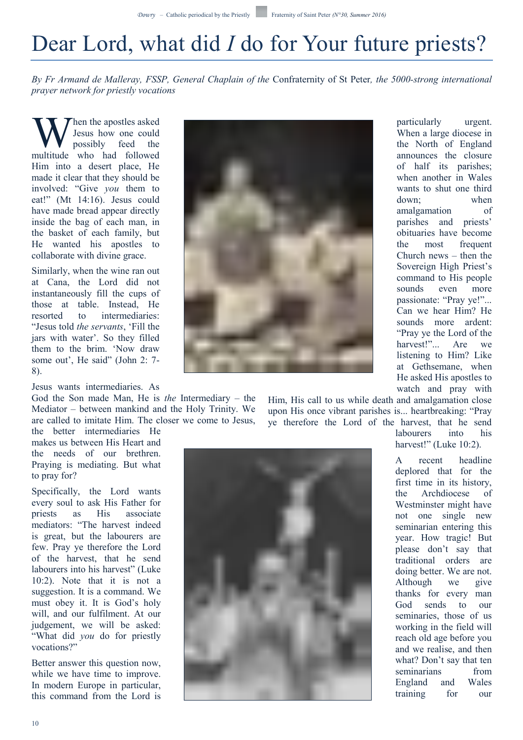# Dear Lord, what did *I* do for Your future priests?

*By Fr Armand de Malleray, FSSP, General Chaplain of the* Confraternity of St Peter*, the 5000-strong international prayer network for priestly vocations*

When the apostles asked Jesus how one could possibly feed the multitude who had followed Him into a desert place, He made it clear that they should be involved: "Give *you* them to eat!" (Mt 14:16). Jesus could have made bread appear directly inside the bag of each man, in the basket of each family, but He wanted his apostles to collaborate with divine grace.

Similarly, when the wine ran out at Cana, the Lord did not instantaneously fill the cups of those at table. Instead, He resorted to intermediaries: "Jesus told *the servants*, 'Fill the jars with water'. So they filled them to the brim. 'Now draw some out', He said" (John 2: 7-8).

Jesus wants intermediaries. As God the Son made Man, He is *the* Intermediary – the Mediator – between mankind and the Holy Trinity. We are called to imitate Him. The closer we come to Jesus, the better intermediaries He makes us between His Heart and the needs of our brethren. Praying is mediating. But what to pray for?

Specifically, the Lord wants every soul to ask His Father for priests as His associate mediators: "The harvest indeed is great, but the labourers are few. Pray ye therefore the Lord of the harvest, that he send labourers into his harvest" (Luke 10:2). Note that it is not a suggestion. It is a command. We must obey it. It is God's holy will, and our fulfilment. At our judgement, we will be asked: "What did *you* do for priestly vocations?"

Better answer this question now, while we have time to improve. In modern Europe in particular, this command from the Lord is particularly urgent. When a large diocese in the North of England announces the closure of half its parishes; when another in Wales wants to shut one third down; when amalgamation of parishes and priests' obituaries have become the most frequent Church news – then the Sovereign High Priest's command to His people sounds even more passionate: "Pray ye!"... Can we hear Him? He sounds more ardent: "Pray ye the Lord of the harvest!"... Are we listening to Him? Like at Gethsemane, when He asked His apostles to watch and pray with Him, His call to us while death and amalgamation close upon His once vibrant parishes is... heartbreaking: "Pray ye therefore the Lord of the harvest, that he send labourers into his harvest!" (Luke 10:2).

A recent headline deplored that for the first time in its history, the Archdiocese of Westminster might have not one single new seminarian entering this year. How tragic! But please don't say that traditional orders are doing better. We are not. Although we give thanks for every man God sends to our seminaries, those of us working in the field will reach old age before you and we realise, and then what? Don't say that ten seminarians from England and Wales training for our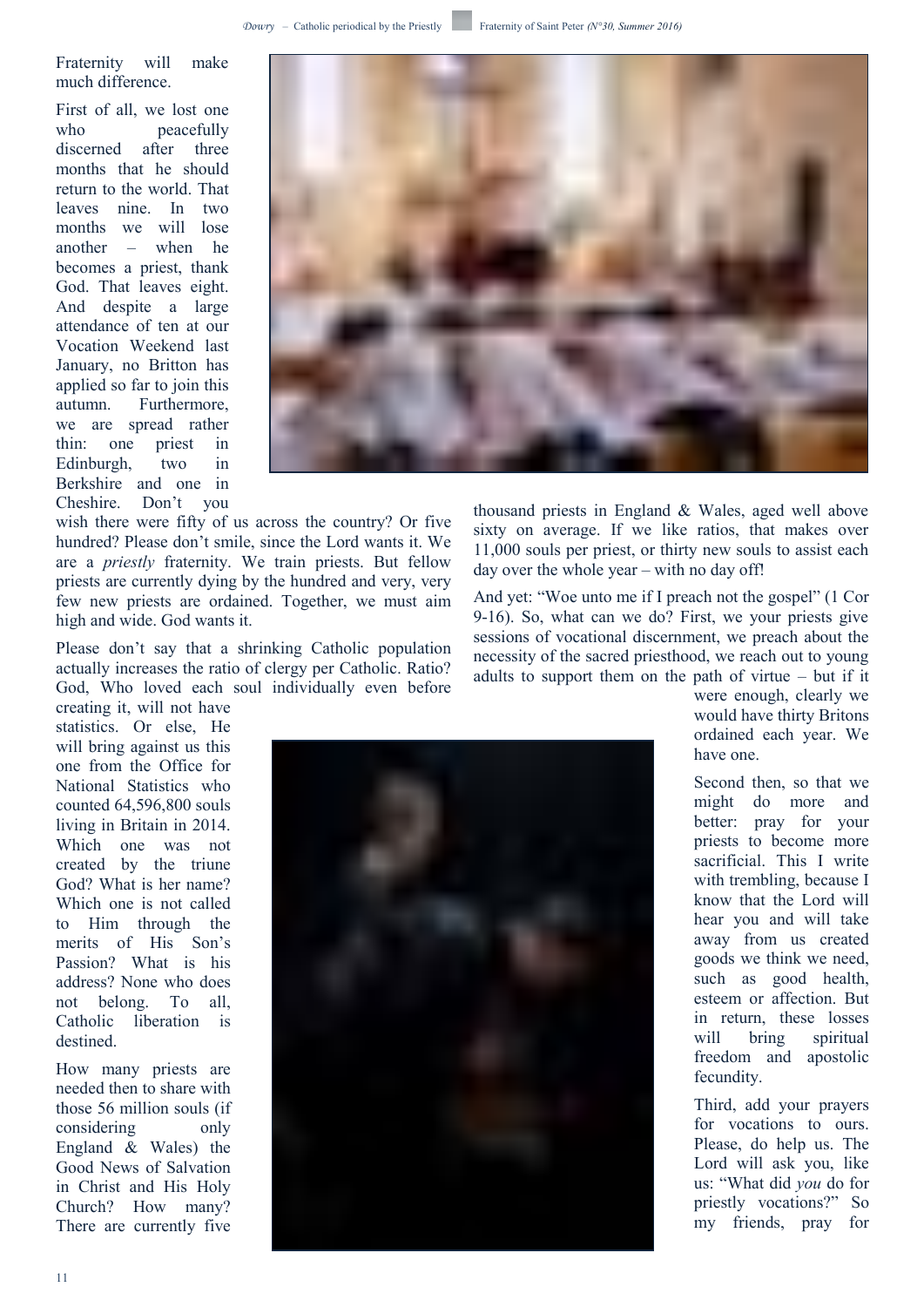Fraternity will make much difference.

First of all, we lost one who peacefully discerned after three months that he should return to the world. That leaves nine. In two months we will lose another – when he becomes a priest, thank God. That leaves eight. And despite a large attendance of ten at our Vocation Weekend last January, no Britton has applied so far to join this autumn. Furthermore, we are spread rather thin: one priest in Edinburgh, two in Berkshire and one in Cheshire. Don't you wish there were fifty of us across the country? Or five hundred? Please don't smile, since the Lord wants it. We are a *priestly* fraternity. We train priests. But fellow priests are currently dying by the hundred and very, very few new priests are ordained. Together, we must aim high and wide. God wants it.

Please don't say that a shrinking Catholic population actually increases the ratio of clergy per Catholic. Ratio? God, Who loved each soul individually even before creating it, will not have statistics. Or else, He will bring against us this one from the Office for National Statistics who counted 64,596,800 souls living in Britain in 2014. Which one was not created by the triune God? What is her name? Which one is not called to Him through the merits of His Son's Passion? What is his address? None who does not belong. To all, Catholic liberation is destined.

How many priests are needed then to share with those 56 million souls (if considering only England & Wales) the Good News of Salvation in Christ and His Holy Church? How many? There are currently five thousand priests in England & Wales, aged well above sixty on average. If we like ratios, that makes over 11,000 souls per priest, or thirty new souls to assist each day over the whole year – with no day off!

And yet: "Woe unto me if I preach not the gospel" (1 Cor 9-16). So, what can we do? First, we your priests give sessions of vocational discernment, we preach about the necessity of the sacred priesthood, we reach out to young adults to support them on the path of virtue – but if it were enough, clearly we would have thirty Britons ordained each year. We have one.

Second then, so that we might do more and better: pray for your priests to become more sacrificial. This I write with trembling, because I know that the Lord will hear you and will take away from us created goods we think we need, such as good health, esteem or affection. But in return, these losses will bring spiritual freedom and apostolic fecundity.

Third, add your prayers for vocations to ours. Please, do help us. The Lord will ask you, like us: "What did *you* do for priestly vocations?" So my friends, pray for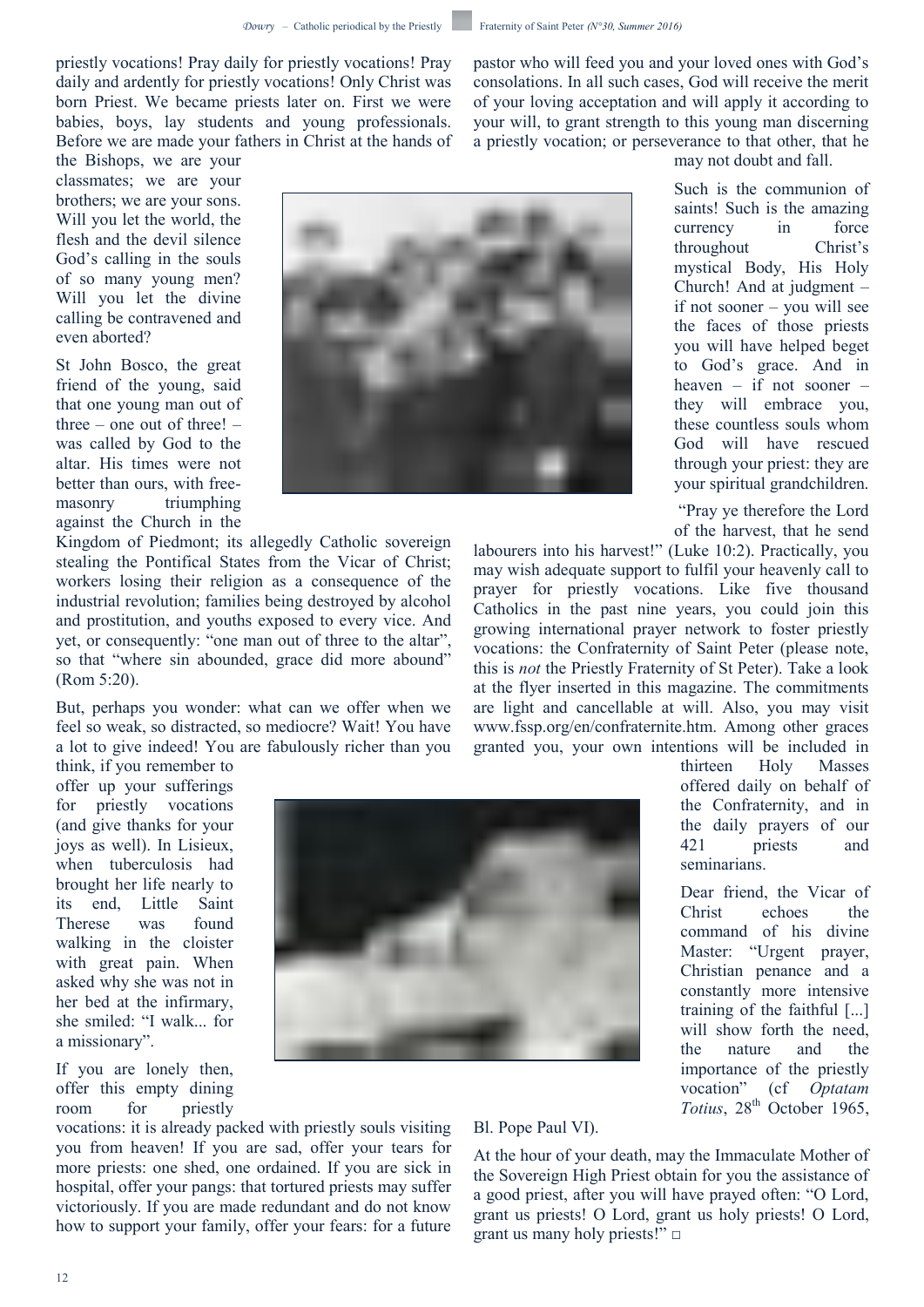priestly vocations! Pray daily for priestly vocations! Pray daily and ardently for priestly vocations! Only Christ was born Priest. We became priests later on. First we were babies, boys, lay students and young professionals. Before we are made your fathers in Christ at the hands of the Bishops, we are your classmates; we are your brothers; we are your sons. Will you let the world, the flesh and the devil silence God's calling in the souls of so many young men? Will you let the divine calling be contravened and even aborted?

St John Bosco, the great friend of the young, said that one young man out of three – one out of three! – was called by God to the altar. His times were not better than ours, with free-masonry triumphing against the Church in the Kingdom of Piedmont; its allegedly Catholic sovereign stealing the Pontifical States from the Vicar of Christ; workers losing their religion as a consequence of the industrial revolution; families being destroyed by alcohol and prostitution, and youths exposed to every vice. And yet, or consequently: "one man out of three to the altar", so that "where sin abounded, grace did more abound" (Rom 5:20).

But, perhaps you wonder: what can we offer when we feel so weak, so distracted, so mediocre? Wait! You have a lot to give indeed! You are fabulously richer than you think, if you remember to offer up your sufferings for priestly vocations (and give thanks for your joys as well). In Lisieux, when tuberculosis had brought her life nearly to its end, Little Saint Therese was found walking in the cloister with great pain. When asked why she was not in her bed at the infirmary, she smiled: "I walk... for a missionary".

If you are lonely then, offer this empty dining room for priestly vocations: it is already packed with priestly souls visiting you from heaven! If you are sad, offer your tears for more priests: one shed, one ordained. If you are sick in hospital, offer your pangs: that tortured priests may suffer victoriously. If you are made redundant and do not know how to support your family, offer your fears: for a future pastor who will feed you and your loved ones with God's consolations. In all such cases, God will receive the merit of your loving acceptation and will apply it according to your will, to grant strength to this young man discerning a priestly vocation; or perseverance to that other, that he may not doubt and fall.

Such is the communion of saints! Such is the amazing currency in force throughout Christ's mystical Body, His Holy Church! And at judgment – if not sooner – you will see the faces of those priests you will have helped beget to God's grace. And in heaven – if not sooner – they will embrace you, these countless souls whom God will have rescued through your priest: they are your spiritual grandchildren.

"Pray ye therefore the Lord of the harvest, that he send labourers into his harvest!" (Luke 10:2). Practically, you may wish adequate support to fulfil your heavenly call to prayer for priestly vocations. Like five thousand Catholics in the past nine years, you could join this growing international prayer network to foster priestly vocations: the Confraternity of Saint Peter (please note, this is *not* the Priestly Fraternity of St Peter). Take a look at the flyer inserted in this magazine. The commitments are light and cancellable at will. Also, you may visit www.fssp.org/en/confraternite.htm. Among other graces granted you, your own intentions will be included in thirteen Holy Masses offered daily on behalf of the Confraternity, and in the daily prayers of our 421 priests and seminarians.

Dear friend, the Vicar of Christ echoes the command of his divine Master: "Urgent prayer, Christian penance and a constantly more intensive training of the faithful [...] will show forth the need, the nature and the importance of the priestly vocation" (cf *Optatam Totius*, 28th October 1965, Bl. Pope Paul VI).

At the hour of your death, may the Immaculate Mother of the Sovereign High Priest obtain for you the assistance of a good priest, after you will have prayed often: "O Lord, grant us priests! O Lord, grant us holy priests! O Lord, grant us many holy priests!" □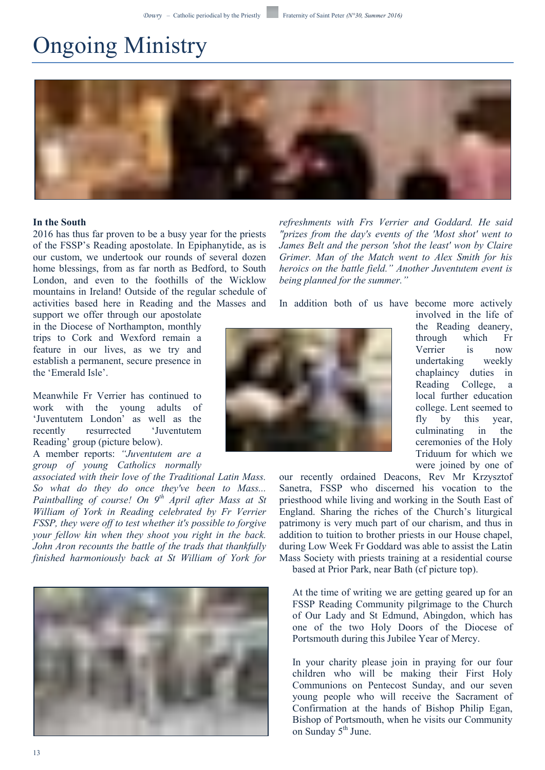# Ongoing Ministry

**In the South**

2016 has thus far proven to be a busy year for the priests of the FSSP's Reading apostolate. In Epiphanytide, as is our custom, we undertook our rounds of several dozen home blessings, from as far north as Bedford, to South London, and even to the foothills of the Wicklow mountains in Ireland! Outside of the regular schedule of activities based here in Reading and the Masses and support we offer through our apostolate in the Diocese of Northampton, monthly trips to Cork and Wexford remain a feature in our lives, as we try and establish a permanent, secure presence in the 'Emerald Isle'.

Meanwhile Fr Verrier has continued to work with the young adults of 'Juventutem London' as well as the recently resurrected 'Juventutem Reading' group (picture below).

A member reports: *"Juventutem are a group of young Catholics normally associated with their love of the Traditional Latin Mass. So what do they do once they've been to Mass... Paintballing of course! On 9th April after Mass at St William of York in Reading celebrated by Fr Verrier FSSP, they were off to test whether it's possible to forgive your fellow kin when they shoot you right in the back. John Aron recounts the battle of the trads that thankfully finished harmoniously back at St William of York for refreshments with Frs Verrier and Goddard. He said "prizes from the day's events of the 'Most shot' went to James Belt and the person 'shot the least' won by Claire Grimer. Man of the Match went to Alex Smith for his heroics on the battle field." Another Juventutem event is being planned for the summer."*

In addition both of us have become more actively involved in the life of the Reading deanery, through which Fr Verrier is now undertaking weekly chaplaincy duties in Reading College, a local further education college. Lent seemed to fly by this year, culminating in the ceremonies of the Holy Triduum for which we were joined by one of our recently ordained Deacons, Rev Mr Krzysztof Sanetra, FSSP who discerned his vocation to the priesthood while living and working in the South East of England. Sharing the riches of the Church's liturgical patrimony is very much part of our charism, and thus in addition to tuition to brother priests in our House chapel, during Low Week Fr Goddard was able to assist the Latin Mass Society with priests training at a residential course based at Prior Park, near Bath (cf picture top).

At the time of writing we are getting geared up for an FSSP Reading Community pilgrimage to the Church of Our Lady and St Edmund, Abingdon, which has one of the two Holy Doors of the Diocese of Portsmouth during this Jubilee Year of Mercy.

In your charity please join in praying for our four children who will be making their First Holy Communions on Pentecost Sunday, and our seven young people who will receive the Sacrament of Confirmation at the hands of Bishop Philip Egan, Bishop of Portsmouth, when he visits our Community on Sunday 5th June.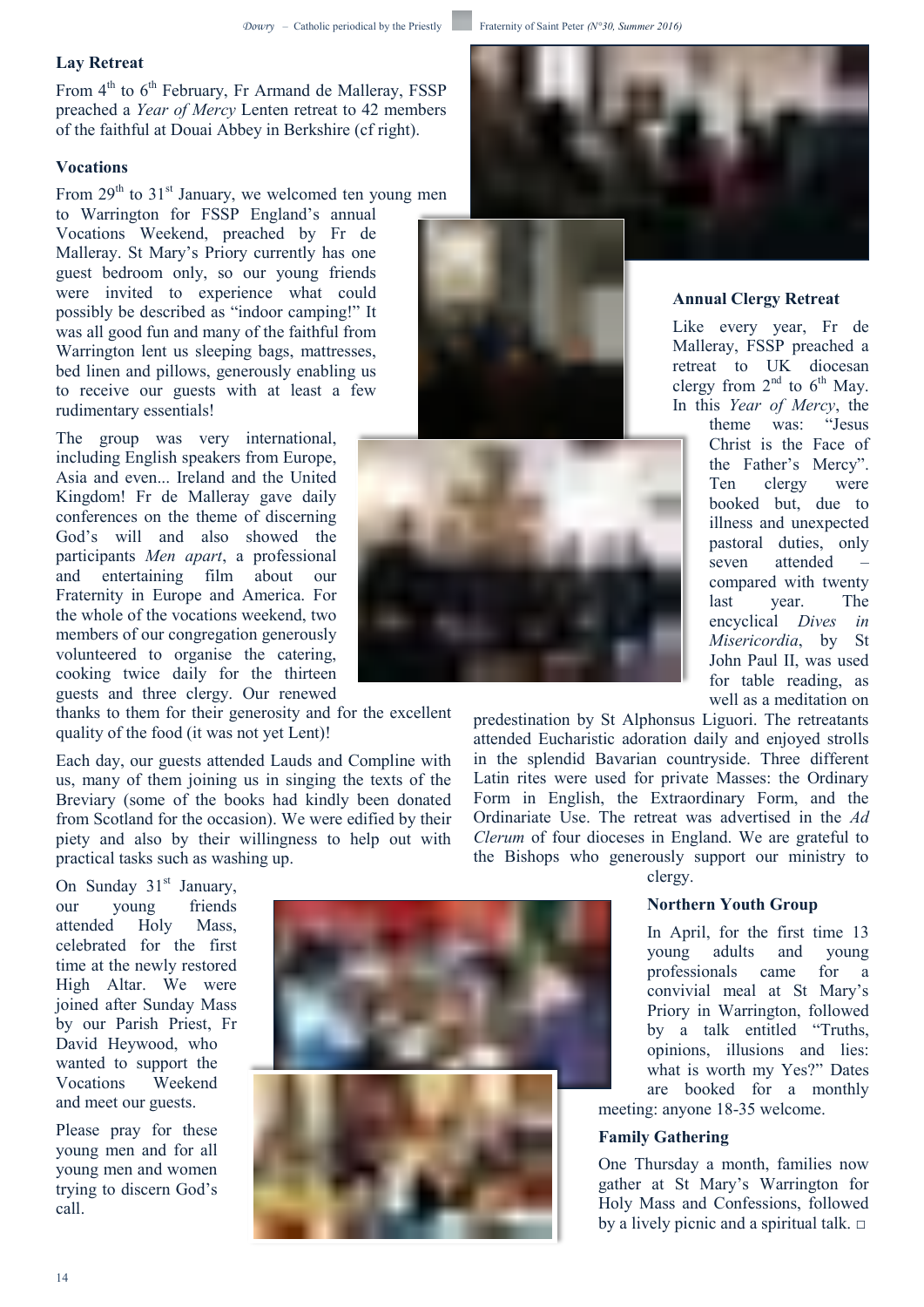### Lay Retreat

From 4th to 6th February, Fr Armand de Malleray, FSSP preached a *Year of Mercy* Lenten retreat to 42 members of the faithful at Douai Abbey in Berkshire (cf right).

### Vocations

From 29th to 31st January, we welcomed ten young men to Warrington for FSSP England's annual Vocations Weekend, preached by Fr de Malleray. St Mary's Priory currently has one guest bedroom only, so our young friends were invited to experience what could possibly be described as "indoor camping!" It was all good fun and many of the faithful from Warrington lent us sleeping bags, mattresses, bed linen and pillows, generously enabling us to receive our guests with at least a few rudimentary essentials!

The group was very international, including English speakers from Europe, Asia and even... Ireland and the United Kingdom! Fr de Malleray gave daily conferences on the theme of discerning God's will and also showed the participants *Men apart*, a professional and entertaining film about our Fraternity in Europe and America. For the whole of the vocations weekend, two members of our congregation generously volunteered to organise the catering, cooking twice daily for the thirteen guests and three clergy. Our renewed thanks to them for their generosity and for the excellent quality of the food (it was not yet Lent)!

Each day, our guests attended Lauds and Compline with us, many of them joining us in singing the texts of the Breviary (some of the books had kindly been donated from Scotland for the occasion). We were edified by their piety and also by their willingness to help out with practical tasks such as washing up.

On Sunday 31st January, our young friends attended Holy Mass, celebrated for the first time at the newly restored High Altar. We were joined after Sunday Mass by our Parish Priest, Fr David Heywood, who wanted to support the Vocations Weekend and meet our guests.

Please pray for these young men and for all young men and women trying to discern God's call.

### Annual Clergy Retreat

Like every year, Fr de Malleray, FSSP preached a retreat to UK diocesan clergy from 2nd to 6th May. In this *Year of Mercy*, the theme was: "Jesus Christ is the Face of the Father's Mercy". Ten clergy were booked but, due to illness and unexpected pastoral duties, only seven attended – compared with twenty last year. The encyclical *Dives in Misericordia*, by St John Paul II, was used for table reading, as well as a meditation on predestination by St Alphonsus Liguori. The retreatants attended Eucharistic adoration daily and enjoyed strolls in the splendid Bavarian countryside. Three different Latin rites were used for private Masses: the Ordinary Form in English, the Extraordinary Form, and the Ordinariate Use. The retreat was advertised in the *Ad Clerum* of four dioceses in England. We are grateful to the Bishops who generously support our ministry to clergy.

### Northern Youth Group

In April, for the first time 13 young adults and young professionals came for a convivial meal at St Mary's Priory in Warrington, followed by a talk entitled "Truths, opinions, illusions and lies: what is worth my Yes?" Dates are booked for a monthly meeting: anyone 18-35 welcome.

### Family Gathering

One Thursday a month, families now gather at St Mary's Warrington for Holy Mass and Confessions, followed by a lively picnic and a spiritual talk. □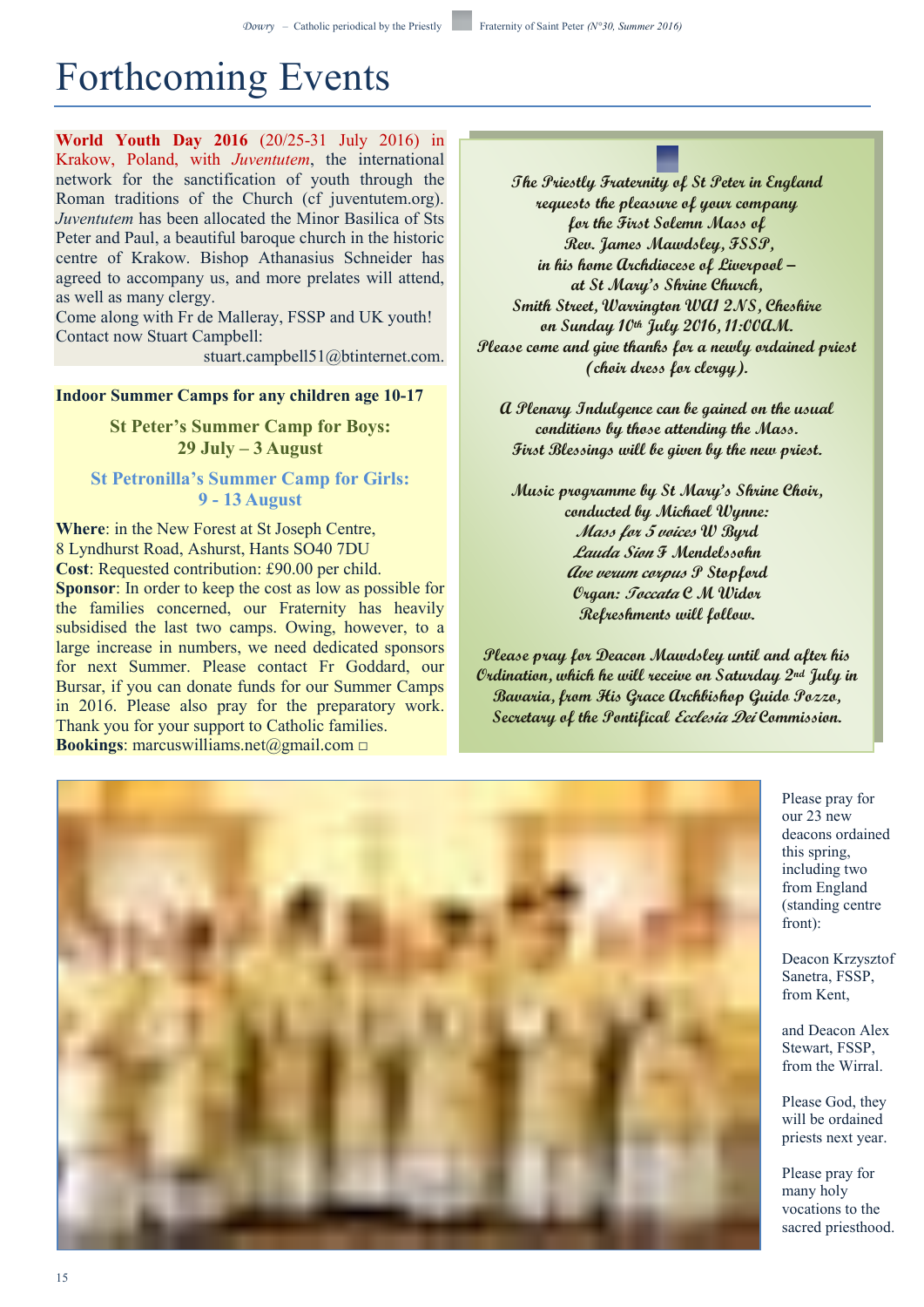# Forthcoming Events

**World Youth Day 2016** (20/25-31 July 2016) in Krakow, Poland, with *Juventutem*, the international network for the sanctification of youth through the Roman traditions of the Church (cf juventutem.org). *Juventutem* has been allocated the Minor Basilica of Sts Peter and Paul, a beautiful baroque church in the historic centre of Krakow. Bishop Athanasius Schneider has agreed to accompany us, and more prelates will attend, as well as many clergy.
Come along with Fr de Malleray, FSSP and UK youth!
Contact now Stuart Campbell:
stuart.campbell51@btinternet.com.

**Indoor Summer Camps for any children age 10-17**

**St Peter's Summer Camp for Boys:**
**29 July – 3 August**

**St Petronilla's Summer Camp for Girls:**
**9 - 13 August**

**Where**: in the New Forest at St Joseph Centre, 8 Lyndhurst Road, Ashurst, Hants SO40 7DU
**Cost**: Requested contribution: £90.00 per child.
**Sponsor**: In order to keep the cost as low as possible for the families concerned, our Fraternity has heavily subsidised the last two camps. Owing, however, to a large increase in numbers, we need dedicated sponsors for next Summer. Please contact Fr Goddard, our Bursar, if you can donate funds for our Summer Camps in 2016. Please also pray for the preparatory work. Thank you for your support to Catholic families.
**Bookings**: marcuswilliams.net@gmail.com □

*The Priestly Fraternity of St Peter in England*
*requests the pleasure of your company*
*for the First Solemn Mass of*
*Rev. James Mawdsley, FSSP,*
*in his home Archdiocese of Liverpool –*
*at St Mary's Shrine Church,*
*Smith Street, Warrington WA1 2NS, Cheshire*
*on Sunday 10th July 2016, 11:00AM.*
*Please come and give thanks for a newly ordained priest*
*(choir dress for clergy).*

*A Plenary Indulgence can be gained on the usual conditions by those attending the Mass.*
*First Blessings will be given by the new priest.*

*Music programme by St Mary's Shrine Choir,*
*conducted by Michael Wynne:*
*Mass for 5 voices W Byrd*
*Lauda Sion F Mendelssohn*
*Ave verum corpus P Stopford*
*Organ: Toccata C M Widor*
*Refreshments will follow.*

*Please pray for Deacon Mawdsley until and after his Ordination, which he will receive on Saturday 2nd July in Bavaria, from His Grace Archbishop Guido Pozzo, Secretary of the Pontifical Ecclesia Dei Commission.*

Please pray for our 23 new deacons ordained this spring, including two from England (standing centre front):

Deacon Krzysztof Sanetra, FSSP, from Kent,

and Deacon Alex Stewart, FSSP, from the Wirral.

Please God, they will be ordained priests next year.

Please pray for many holy vocations to the sacred priesthood.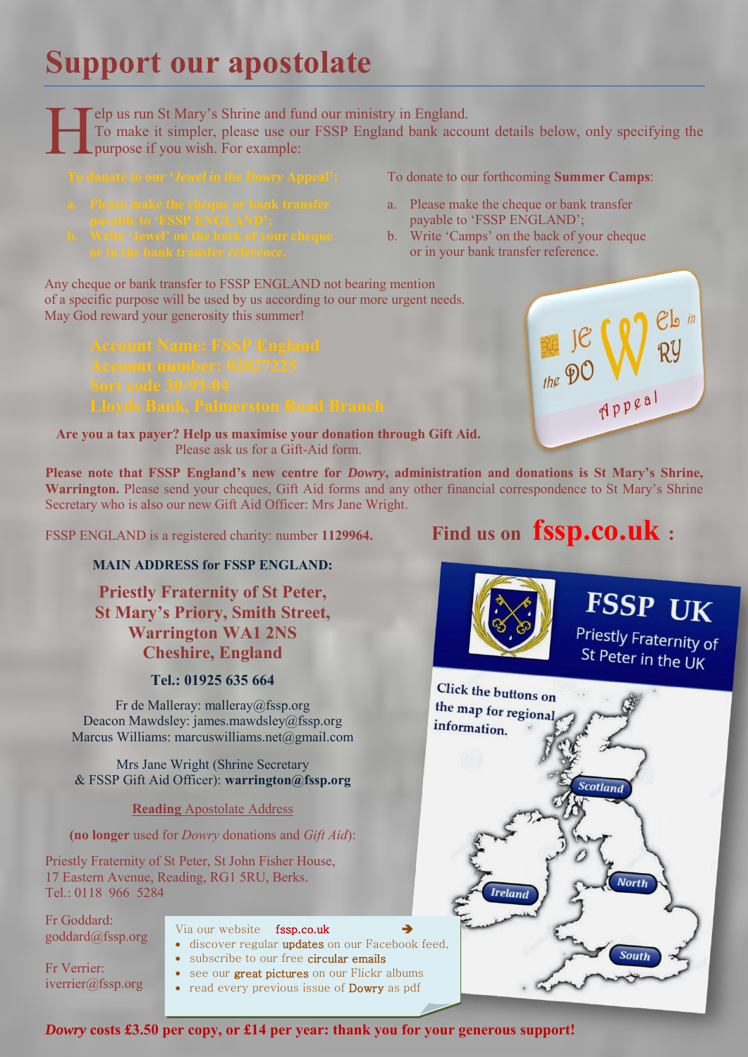# Support our apostolate

Help us run St Mary's Shrine and fund our ministry in England.
To make it simpler, please use our FSSP England bank account details below, only specifying the purpose if you wish. For example:

**To donate to our '*Jewel in the Dowry* Appeal':**

a. **Please make the cheque or bank transfer payable to 'FSSP ENGLAND';**
b. **Write 'Jewel' on the back of your cheque or in the bank transfer reference.**

To donate to our forthcoming **Summer Camps**:

a. Please make the cheque or bank transfer payable to 'FSSP ENGLAND';
b. Write 'Camps' on the back of your cheque or in your bank transfer reference.

Any cheque or bank transfer to FSSP ENGLAND not bearing mention of a specific purpose will be used by us according to our more urgent needs. May God reward your generosity this summer!

**Account Name: FSSP England**
**Account number: 02027225**
**Sort code 30-93-04**
**Lloyds Bank, Palmerston Road Branch**

**Are you a tax payer? Help us maximise your donation through Gift Aid.**
Please ask us for a Gift-Aid form.

**Please note that FSSP England's new centre for *Dowry*, administration and donations is St Mary's Shrine, Warrington.** Please send your cheques, Gift Aid forms and any other financial correspondence to St Mary's Shrine Secretary who is also our new Gift Aid Officer: Mrs Jane Wright.

FSSP ENGLAND is a registered charity: number **1129964.**

**MAIN ADDRESS for FSSP ENGLAND:**

**Priestly Fraternity of St Peter,**
**St Mary's Priory, Smith Street,**
**Warrington WA1 2NS**
**Cheshire, England**

**Tel.: 01925 635 664**

Fr de Malleray: malleray@fssp.org
Deacon Mawdsley: james.mawdsley@fssp.org
Marcus Williams: marcuswilliams.net@gmail.com

Mrs Jane Wright (Shrine Secretary & FSSP Gift Aid Officer): **warrington@fssp.org**

**Reading** Apostolate Address

(**no longer** used for *Dowry* donations and *Gift Aid*):

Priestly Fraternity of St Peter, St John Fisher House, 17 Eastern Avenue, Reading, RG1 5RU, Berks.
Tel.: 0118 966 5284

Fr Goddard:
goddard@fssp.org

Fr Verrier:
iverrier@fssp.org

## Find us on fssp.co.uk :

Via our website fssp.co.uk

- discover regular updates on our Facebook feed,
- subscribe to our free circular emails
- see our great pictures on our Flickr albums
- read every previous issue of Dowry as pdf

***Dowry*** **costs £3.50 per copy, or £14 per year: thank you for your generous support!**